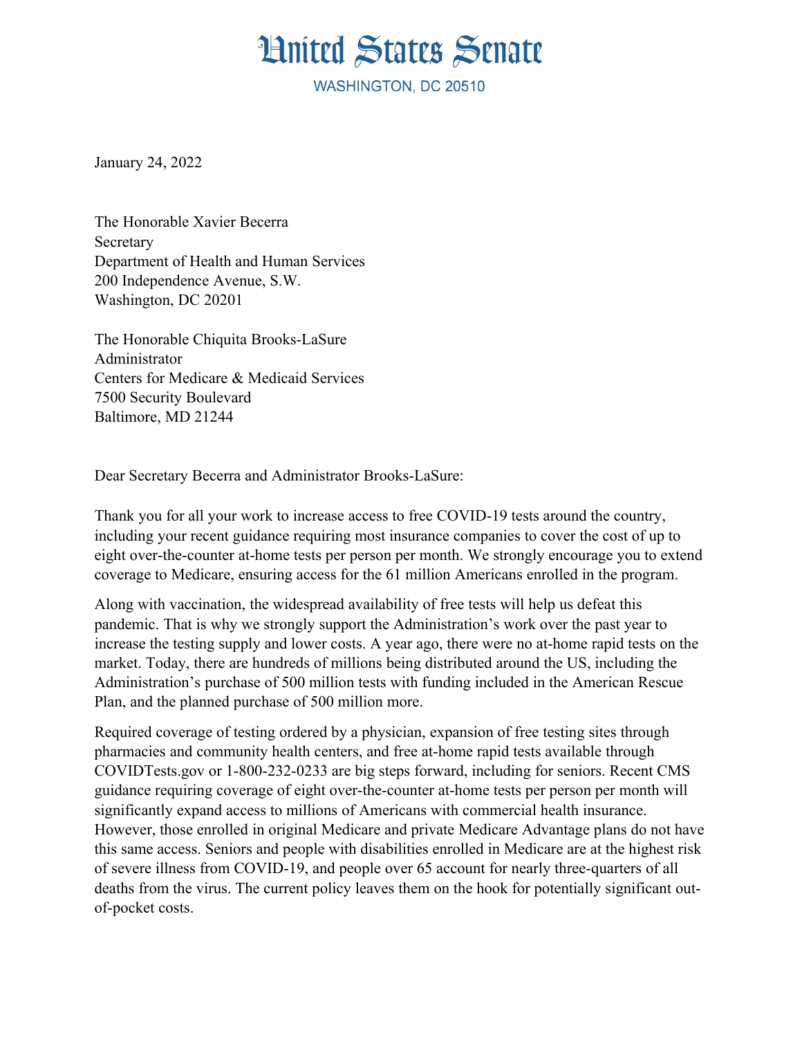# United States Senate

WASHINGTON, DC 20510

January 24, 2022

The Honorable Xavier Becerra
Secretary
Department of Health and Human Services
200 Independence Avenue, S.W.
Washington, DC 20201

The Honorable Chiquita Brooks-LaSure
Administrator
Centers for Medicare & Medicaid Services
7500 Security Boulevard
Baltimore, MD 21244

Dear Secretary Becerra and Administrator Brooks-LaSure:

Thank you for all your work to increase access to free COVID-19 tests around the country, including your recent guidance requiring most insurance companies to cover the cost of up to eight over-the-counter at-home tests per person per month. We strongly encourage you to extend coverage to Medicare, ensuring access for the 61 million Americans enrolled in the program.

Along with vaccination, the widespread availability of free tests will help us defeat this pandemic. That is why we strongly support the Administration's work over the past year to increase the testing supply and lower costs. A year ago, there were no at-home rapid tests on the market. Today, there are hundreds of millions being distributed around the US, including the Administration's purchase of 500 million tests with funding included in the American Rescue Plan, and the planned purchase of 500 million more.

Required coverage of testing ordered by a physician, expansion of free testing sites through pharmacies and community health centers, and free at-home rapid tests available through COVIDTests.gov or 1-800-232-0233 are big steps forward, including for seniors. Recent CMS guidance requiring coverage of eight over-the-counter at-home tests per person per month will significantly expand access to millions of Americans with commercial health insurance. However, those enrolled in original Medicare and private Medicare Advantage plans do not have this same access. Seniors and people with disabilities enrolled in Medicare are at the highest risk of severe illness from COVID-19, and people over 65 account for nearly three-quarters of all deaths from the virus. The current policy leaves them on the hook for potentially significant out-of-pocket costs.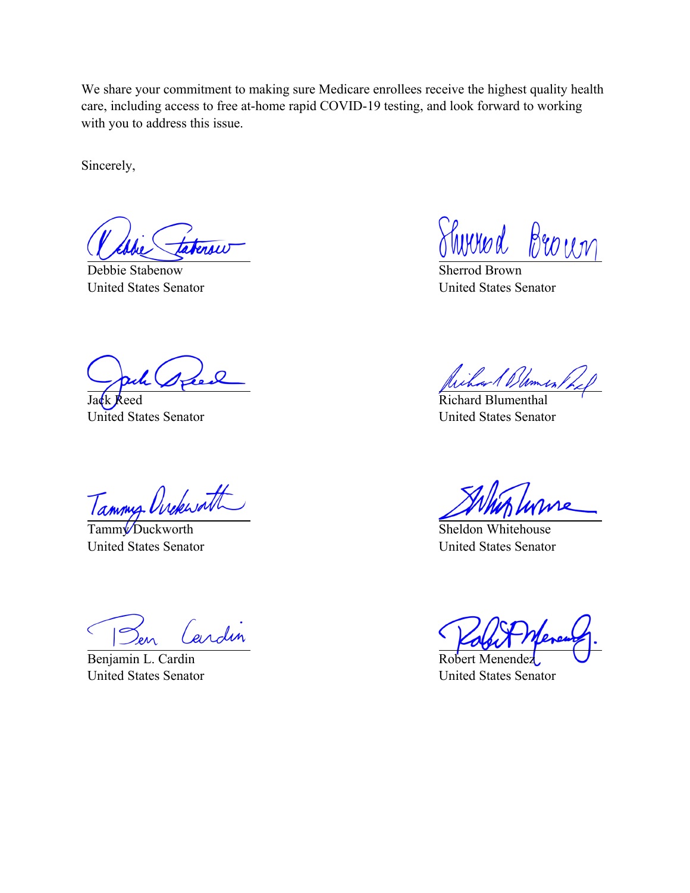We share your commitment to making sure Medicare enrollees receive the highest quality health care, including access to free at-home rapid COVID-19 testing, and look forward to working with you to address this issue.

Sincerely,

Debbie Stabenow
United States Senator

Sherrod Brown
United States Senator

Jack Reed
United States Senator

Richard Blumenthal
United States Senator

Tammy Duckworth
United States Senator

Sheldon Whitehouse
United States Senator

Benjamin L. Cardin
United States Senator

Robert Menendez
United States Senator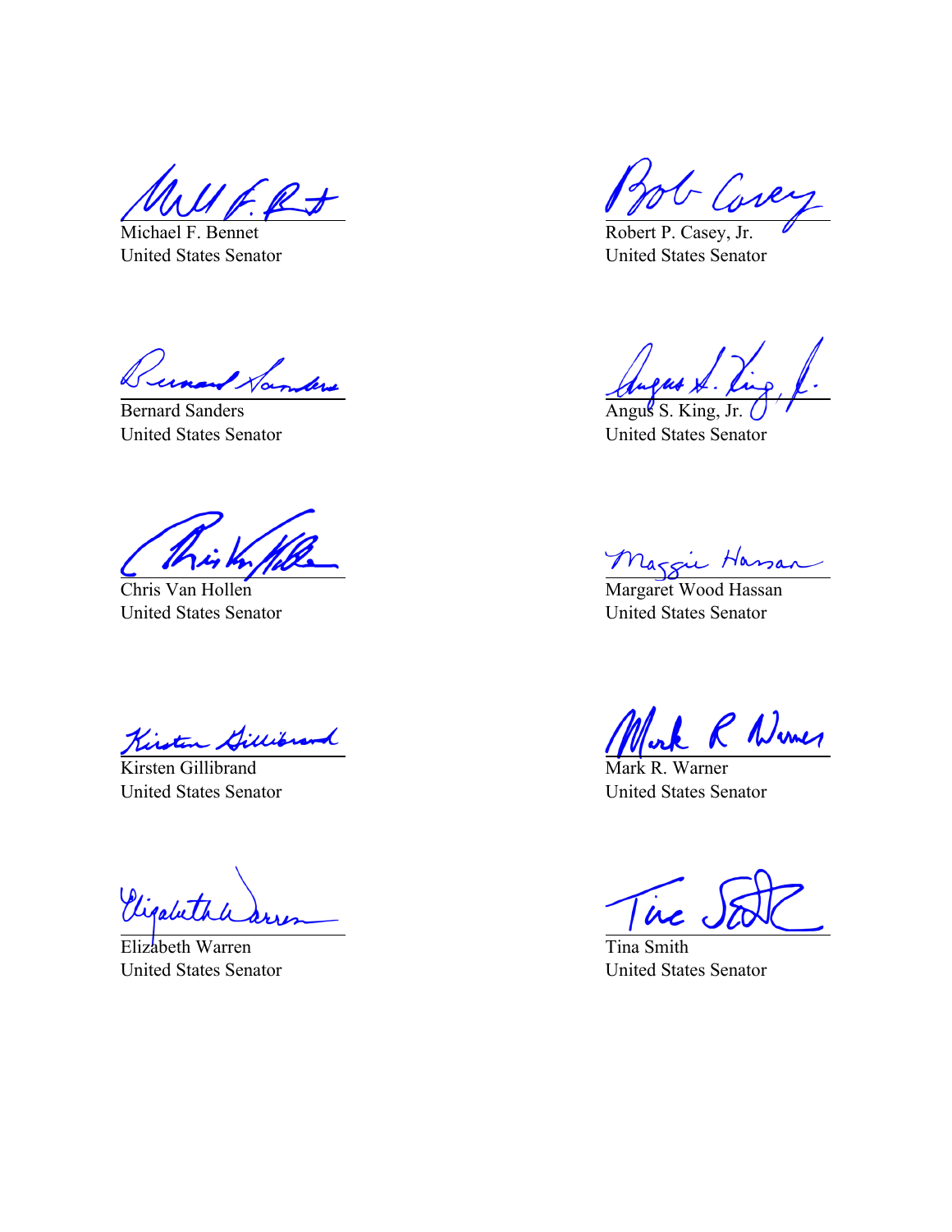Michael F. Bennet
United States Senator

Robert P. Casey, Jr.
United States Senator

Bernard Sanders
United States Senator

Angus S. King, Jr.
United States Senator

Chris Van Hollen
United States Senator

Margaret Wood Hassan
United States Senator

Kirsten Gillibrand
United States Senator

Mark R. Warner
United States Senator

Elizabeth Warren
United States Senator

Tina Smith
United States Senator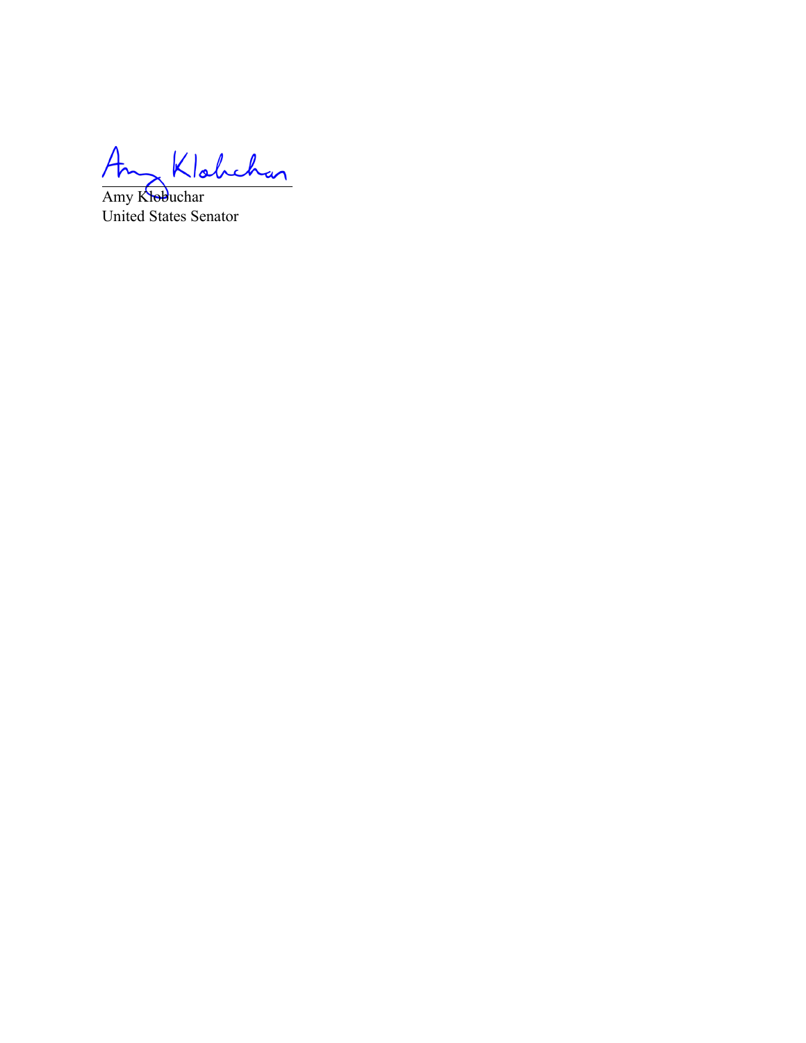Amy Klobuchar
United States Senator